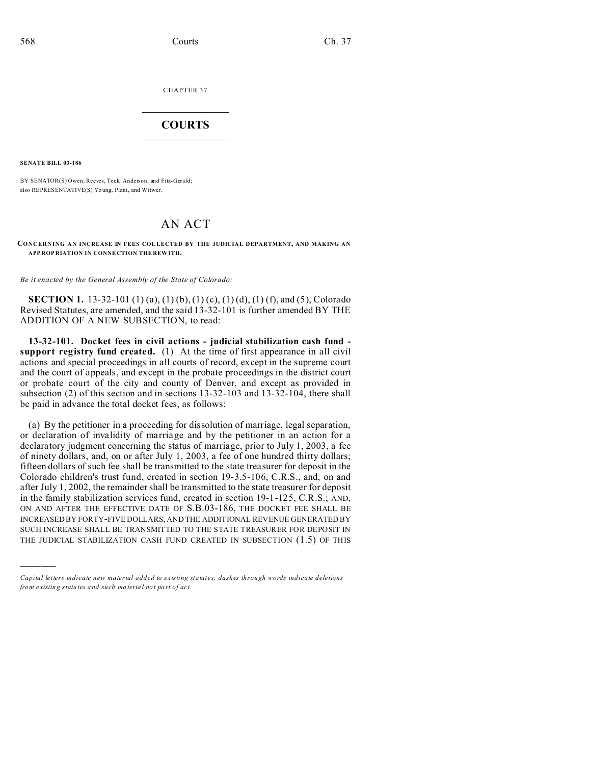CHAPTER 37

# COURTS

**SENATE BILL 03-186**

BY SENATOR(S) Owen, Reeves, Teck, Anderson, and Fitz-Gerald;
also REPRESENTATIVE(S) Young, Plant, and Witwer.

# AN ACT

**CONCERNING AN INCREASE IN FEES COLLECTED BY THE JUDICIAL DEPARTMENT, AND MAKING AN APPROPRIATION IN CONNECTION THEREWITH.**

*Be it enacted by the General Assembly of the State of Colorado:*

**SECTION 1.** 13-32-101 (1) (a), (1) (b), (1) (c), (1) (d), (1) (f), and (5), Colorado Revised Statutes, are amended, and the said 13-32-101 is further amended BY THE ADDITION OF A NEW SUBSECTION, to read:

**13-32-101. Docket fees in civil actions - judicial stabilization cash fund - support registry fund created.** (1) At the time of first appearance in all civil actions and special proceedings in all courts of record, except in the supreme court and the court of appeals, and except in the probate proceedings in the district court or probate court of the city and county of Denver, and except as provided in subsection (2) of this section and in sections 13-32-103 and 13-32-104, there shall be paid in advance the total docket fees, as follows:

(a) By the petitioner in a proceeding for dissolution of marriage, legal separation, or declaration of invalidity of marriage and by the petitioner in an action for a declaratory judgment concerning the status of marriage, prior to July 1, 2003, a fee of ninety dollars, and, on or after July 1, 2003, a fee of one hundred thirty dollars; fifteen dollars of such fee shall be transmitted to the state treasurer for deposit in the Colorado children's trust fund, created in section 19-3.5-106, C.R.S., and, on and after July 1, 2002, the remainder shall be transmitted to the state treasurer for deposit in the family stabilization services fund, created in section 19-1-125, C.R.S.; AND, ON AND AFTER THE EFFECTIVE DATE OF S.B.03-186, THE DOCKET FEE SHALL BE INCREASED BY FORTY-FIVE DOLLARS, AND THE ADDITIONAL REVENUE GENERATED BY SUCH INCREASE SHALL BE TRANSMITTED TO THE STATE TREASURER FOR DEPOSIT IN THE JUDICIAL STABILIZATION CASH FUND CREATED IN SUBSECTION (1.5) OF THIS

---

*Capital letters indicate new material added to existing statutes; dashes through words indicate deletions from existing statutes and such material not part of act.*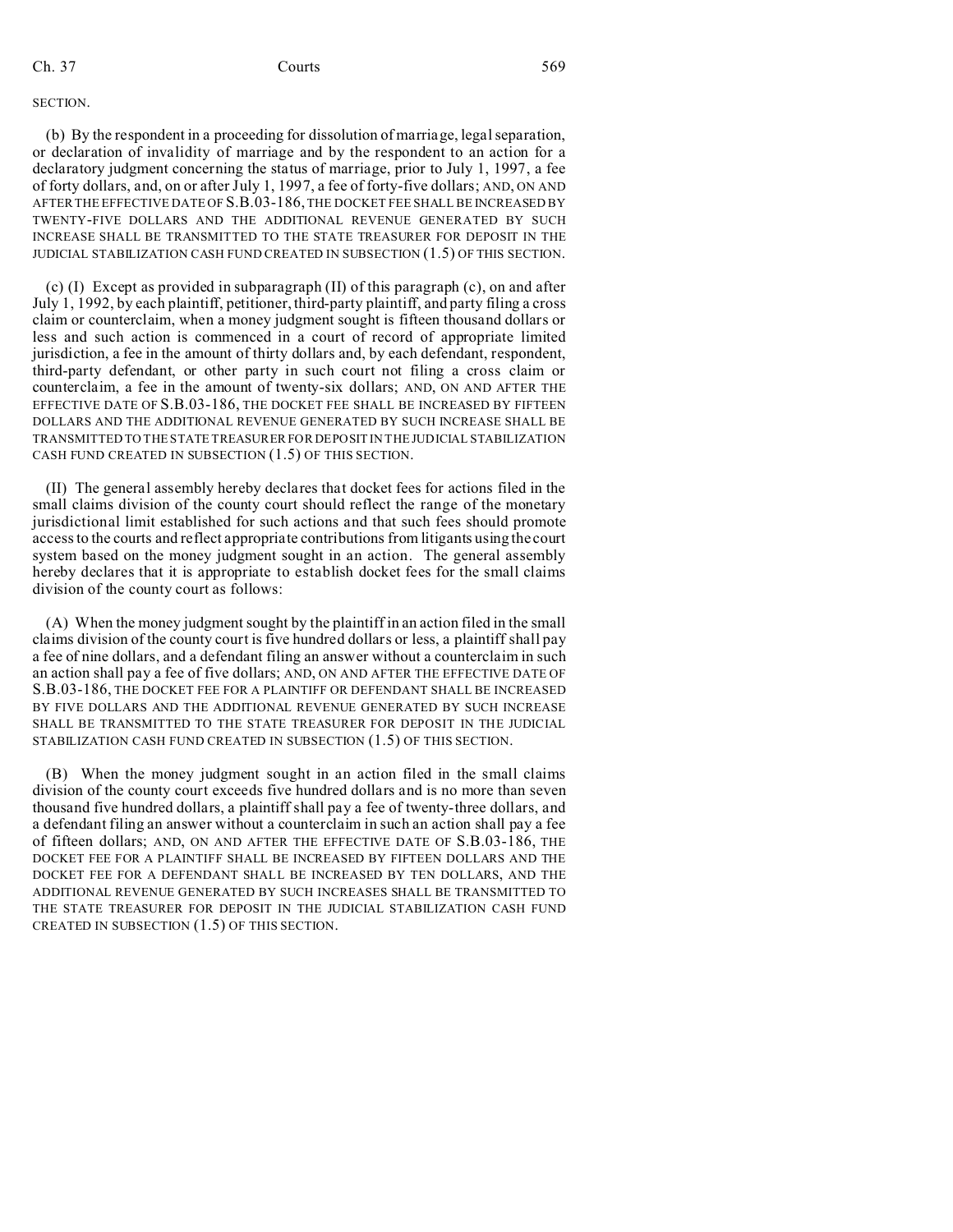SECTION.

(b) By the respondent in a proceeding for dissolution of marriage, legal separation, or declaration of invalidity of marriage and by the respondent to an action for a declaratory judgment concerning the status of marriage, prior to July 1, 1997, a fee of forty dollars, and, on or after July 1, 1997, a fee of forty-five dollars; AND, ON AND AFTER THE EFFECTIVE DATE OF S.B.03-186, THE DOCKET FEE SHALL BE INCREASED BY TWENTY-FIVE DOLLARS AND THE ADDITIONAL REVENUE GENERATED BY SUCH INCREASE SHALL BE TRANSMITTED TO THE STATE TREASURER FOR DEPOSIT IN THE JUDICIAL STABILIZATION CASH FUND CREATED IN SUBSECTION (1.5) OF THIS SECTION.

(c) (I) Except as provided in subparagraph (II) of this paragraph (c), on and after July 1, 1992, by each plaintiff, petitioner, third-party plaintiff, and party filing a cross claim or counterclaim, when a money judgment sought is fifteen thousand dollars or less and such action is commenced in a court of record of appropriate limited jurisdiction, a fee in the amount of thirty dollars and, by each defendant, respondent, third-party defendant, or other party in such court not filing a cross claim or counterclaim, a fee in the amount of twenty-six dollars; AND, ON AND AFTER THE EFFECTIVE DATE OF S.B.03-186, THE DOCKET FEE SHALL BE INCREASED BY FIFTEEN DOLLARS AND THE ADDITIONAL REVENUE GENERATED BY SUCH INCREASE SHALL BE TRANSMITTED TO THE STATE TREASURER FOR DEPOSIT IN THE JUDICIAL STABILIZATION CASH FUND CREATED IN SUBSECTION (1.5) OF THIS SECTION.

(II) The general assembly hereby declares that docket fees for actions filed in the small claims division of the county court should reflect the range of the monetary jurisdictional limit established for such actions and that such fees should promote access to the courts and reflect appropriate contributions from litigants using the court system based on the money judgment sought in an action. The general assembly hereby declares that it is appropriate to establish docket fees for the small claims division of the county court as follows:

(A) When the money judgment sought by the plaintiff in an action filed in the small claims division of the county court is five hundred dollars or less, a plaintiff shall pay a fee of nine dollars, and a defendant filing an answer without a counterclaim in such an action shall pay a fee of five dollars; AND, ON AND AFTER THE EFFECTIVE DATE OF S.B.03-186, THE DOCKET FEE FOR A PLAINTIFF OR DEFENDANT SHALL BE INCREASED BY FIVE DOLLARS AND THE ADDITIONAL REVENUE GENERATED BY SUCH INCREASE SHALL BE TRANSMITTED TO THE STATE TREASURER FOR DEPOSIT IN THE JUDICIAL STABILIZATION CASH FUND CREATED IN SUBSECTION (1.5) OF THIS SECTION.

(B) When the money judgment sought in an action filed in the small claims division of the county court exceeds five hundred dollars and is no more than seven thousand five hundred dollars, a plaintiff shall pay a fee of twenty-three dollars, and a defendant filing an answer without a counterclaim in such an action shall pay a fee of fifteen dollars; AND, ON AND AFTER THE EFFECTIVE DATE OF S.B.03-186, THE DOCKET FEE FOR A PLAINTIFF SHALL BE INCREASED BY FIFTEEN DOLLARS AND THE DOCKET FEE FOR A DEFENDANT SHALL BE INCREASED BY TEN DOLLARS, AND THE ADDITIONAL REVENUE GENERATED BY SUCH INCREASES SHALL BE TRANSMITTED TO THE STATE TREASURER FOR DEPOSIT IN THE JUDICIAL STABILIZATION CASH FUND CREATED IN SUBSECTION (1.5) OF THIS SECTION.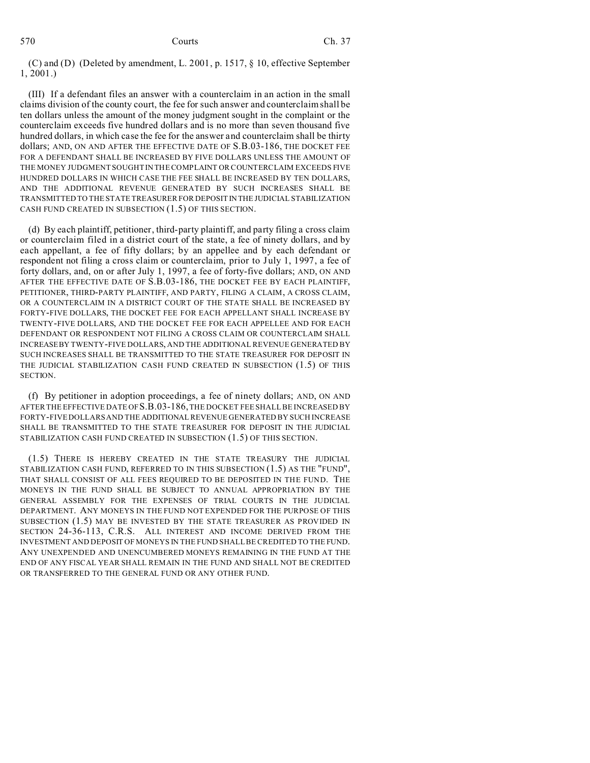(C) and (D) (Deleted by amendment, L. 2001, p. 1517, § 10, effective September 1, 2001.)

(III) If a defendant files an answer with a counterclaim in an action in the small claims division of the county court, the fee for such answer and counterclaim shall be ten dollars unless the amount of the money judgment sought in the complaint or the counterclaim exceeds five hundred dollars and is no more than seven thousand five hundred dollars, in which case the fee for the answer and counterclaim shall be thirty dollars; AND, ON AND AFTER THE EFFECTIVE DATE OF S.B.03-186, THE DOCKET FEE FOR A DEFENDANT SHALL BE INCREASED BY FIVE DOLLARS UNLESS THE AMOUNT OF THE MONEY JUDGMENT SOUGHT IN THE COMPLAINT OR COUNTERCLAIM EXCEEDS FIVE HUNDRED DOLLARS IN WHICH CASE THE FEE SHALL BE INCREASED BY TEN DOLLARS, AND THE ADDITIONAL REVENUE GENERATED BY SUCH INCREASES SHALL BE TRANSMITTED TO THE STATE TREASURER FOR DEPOSIT IN THE JUDICIAL STABILIZATION CASH FUND CREATED IN SUBSECTION (1.5) OF THIS SECTION.

(d) By each plaintiff, petitioner, third-party plaintiff, and party filing a cross claim or counterclaim filed in a district court of the state, a fee of ninety dollars, and by each appellant, a fee of fifty dollars; by an appellee and by each defendant or respondent not filing a cross claim or counterclaim, prior to July 1, 1997, a fee of forty dollars, and, on or after July 1, 1997, a fee of forty-five dollars; AND, ON AND AFTER THE EFFECTIVE DATE OF S.B.03-186, THE DOCKET FEE BY EACH PLAINTIFF, PETITIONER, THIRD-PARTY PLAINTIFF, AND PARTY, FILING A CLAIM, A CROSS CLAIM, OR A COUNTERCLAIM IN A DISTRICT COURT OF THE STATE SHALL BE INCREASED BY FORTY-FIVE DOLLARS, THE DOCKET FEE FOR EACH APPELLANT SHALL INCREASE BY TWENTY-FIVE DOLLARS, AND THE DOCKET FEE FOR EACH APPELLEE AND FOR EACH DEFENDANT OR RESPONDENT NOT FILING A CROSS CLAIM OR COUNTERCLAIM SHALL INCREASE BY TWENTY-FIVE DOLLARS, AND THE ADDITIONAL REVENUE GENERATED BY SUCH INCREASES SHALL BE TRANSMITTED TO THE STATE TREASURER FOR DEPOSIT IN THE JUDICIAL STABILIZATION CASH FUND CREATED IN SUBSECTION (1.5) OF THIS SECTION.

(f) By petitioner in adoption proceedings, a fee of ninety dollars; AND, ON AND AFTER THE EFFECTIVE DATE OF S.B.03-186, THE DOCKET FEE SHALL BE INCREASED BY FORTY-FIVE DOLLARS AND THE ADDITIONAL REVENUE GENERATED BY SUCH INCREASE SHALL BE TRANSMITTED TO THE STATE TREASURER FOR DEPOSIT IN THE JUDICIAL STABILIZATION CASH FUND CREATED IN SUBSECTION (1.5) OF THIS SECTION.

(1.5) THERE IS HEREBY CREATED IN THE STATE TREASURY THE JUDICIAL STABILIZATION CASH FUND, REFERRED TO IN THIS SUBSECTION (1.5) AS THE "FUND", THAT SHALL CONSIST OF ALL FEES REQUIRED TO BE DEPOSITED IN THE FUND. THE MONEYS IN THE FUND SHALL BE SUBJECT TO ANNUAL APPROPRIATION BY THE GENERAL ASSEMBLY FOR THE EXPENSES OF TRIAL COURTS IN THE JUDICIAL DEPARTMENT. ANY MONEYS IN THE FUND NOT EXPENDED FOR THE PURPOSE OF THIS SUBSECTION (1.5) MAY BE INVESTED BY THE STATE TREASURER AS PROVIDED IN SECTION 24-36-113, C.R.S. ALL INTEREST AND INCOME DERIVED FROM THE INVESTMENT AND DEPOSIT OF MONEYS IN THE FUND SHALL BE CREDITED TO THE FUND. ANY UNEXPENDED AND UNENCUMBERED MONEYS REMAINING IN THE FUND AT THE END OF ANY FISCAL YEAR SHALL REMAIN IN THE FUND AND SHALL NOT BE CREDITED OR TRANSFERRED TO THE GENERAL FUND OR ANY OTHER FUND.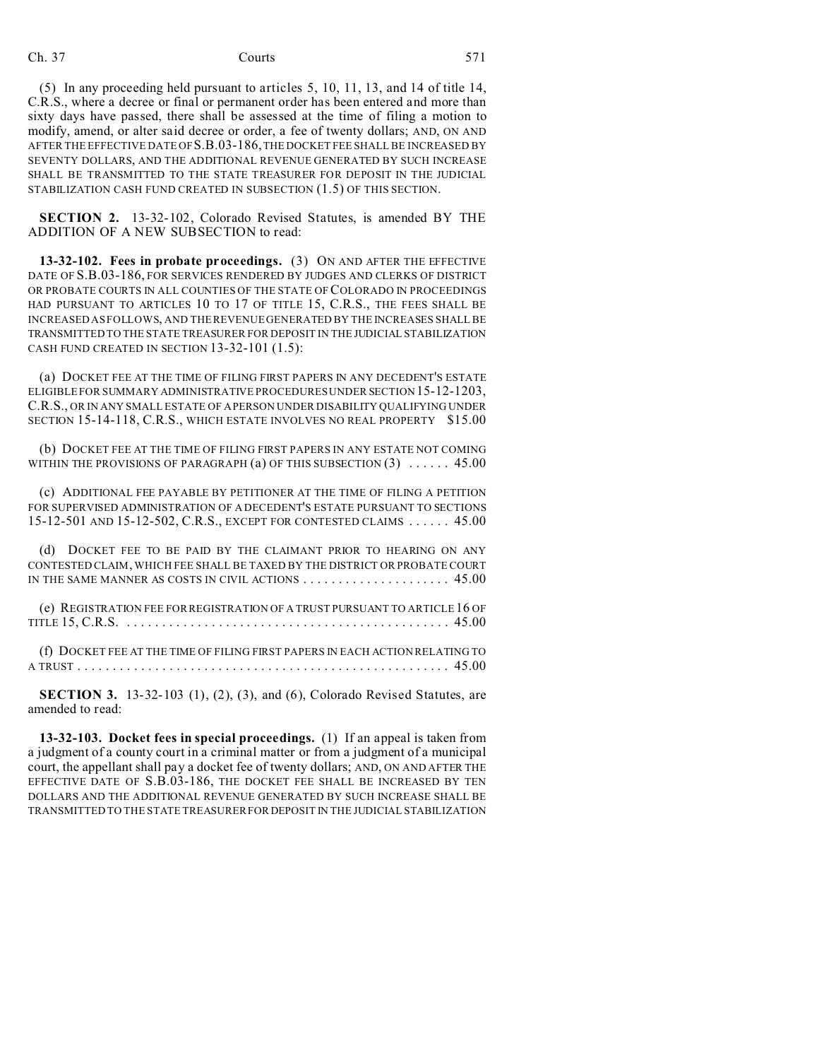(5) In any proceeding held pursuant to articles 5, 10, 11, 13, and 14 of title 14, C.R.S., where a decree or final or permanent order has been entered and more than sixty days have passed, there shall be assessed at the time of filing a motion to modify, amend, or alter said decree or order, a fee of twenty dollars; AND, ON AND AFTER THE EFFECTIVE DATE OF S.B.03-186, THE DOCKET FEE SHALL BE INCREASED BY SEVENTY DOLLARS, AND THE ADDITIONAL REVENUE GENERATED BY SUCH INCREASE SHALL BE TRANSMITTED TO THE STATE TREASURER FOR DEPOSIT IN THE JUDICIAL STABILIZATION CASH FUND CREATED IN SUBSECTION (1.5) OF THIS SECTION.

**SECTION 2.** 13-32-102, Colorado Revised Statutes, is amended BY THE ADDITION OF A NEW SUBSECTION to read:

**13-32-102. Fees in probate proceedings.** (3) ON AND AFTER THE EFFECTIVE DATE OF S.B.03-186, FOR SERVICES RENDERED BY JUDGES AND CLERKS OF DISTRICT OR PROBATE COURTS IN ALL COUNTIES OF THE STATE OF COLORADO IN PROCEEDINGS HAD PURSUANT TO ARTICLES 10 TO 17 OF TITLE 15, C.R.S., THE FEES SHALL BE INCREASED AS FOLLOWS, AND THE REVENUE GENERATED BY THE INCREASES SHALL BE TRANSMITTED TO THE STATE TREASURER FOR DEPOSIT IN THE JUDICIAL STABILIZATION CASH FUND CREATED IN SECTION 13-32-101 (1.5):

(a) DOCKET FEE AT THE TIME OF FILING FIRST PAPERS IN ANY DECEDENT'S ESTATE ELIGIBLE FOR SUMMARY ADMINISTRATIVE PROCEDURES UNDER SECTION 15-12-1203, C.R.S., OR IN ANY SMALL ESTATE OF A PERSON UNDER DISABILITY QUALIFYING UNDER SECTION 15-14-118, C.R.S., WHICH ESTATE INVOLVES NO REAL PROPERTY $15.00

(b) DOCKET FEE AT THE TIME OF FILING FIRST PAPERS IN ANY ESTATE NOT COMING WITHIN THE PROVISIONS OF PARAGRAPH (a) OF THIS SUBSECTION (3) . . . . . . 45.00

(c) ADDITIONAL FEE PAYABLE BY PETITIONER AT THE TIME OF FILING A PETITION FOR SUPERVISED ADMINISTRATION OF A DECEDENT'S ESTATE PURSUANT TO SECTIONS 15-12-501 AND 15-12-502, C.R.S., EXCEPT FOR CONTESTED CLAIMS . . . . . . 45.00

(d) DOCKET FEE TO BE PAID BY THE CLAIMANT PRIOR TO HEARING ON ANY CONTESTED CLAIM, WHICH FEE SHALL BE TAXED BY THE DISTRICT OR PROBATE COURT IN THE SAME MANNER AS COSTS IN CIVIL ACTIONS . . . . . . . . . . . . . . . . . . . . . 45.00

(e) REGISTRATION FEE FOR REGISTRATION OF A TRUST PURSUANT TO ARTICLE 16 OF TITLE 15, C.R.S. . . . . . . . . . . . . . . . . . . . . . . . . . . . . . . . . . . . . . . . . . . . . . 45.00

(f) DOCKET FEE AT THE TIME OF FILING FIRST PAPERS IN EACH ACTION RELATING TO A TRUST . . . . . . . . . . . . . . . . . . . . . . . . . . . . . . . . . . . . . . . . . . . . . . . . . . . . 45.00

**SECTION 3.** 13-32-103 (1), (2), (3), and (6), Colorado Revised Statutes, are amended to read:

**13-32-103. Docket fees in special proceedings.** (1) If an appeal is taken from a judgment of a county court in a criminal matter or from a judgment of a municipal court, the appellant shall pay a docket fee of twenty dollars; AND, ON AND AFTER THE EFFECTIVE DATE OF S.B.03-186, THE DOCKET FEE SHALL BE INCREASED BY TEN DOLLARS AND THE ADDITIONAL REVENUE GENERATED BY SUCH INCREASE SHALL BE TRANSMITTED TO THE STATE TREASURER FOR DEPOSIT IN THE JUDICIAL STABILIZATION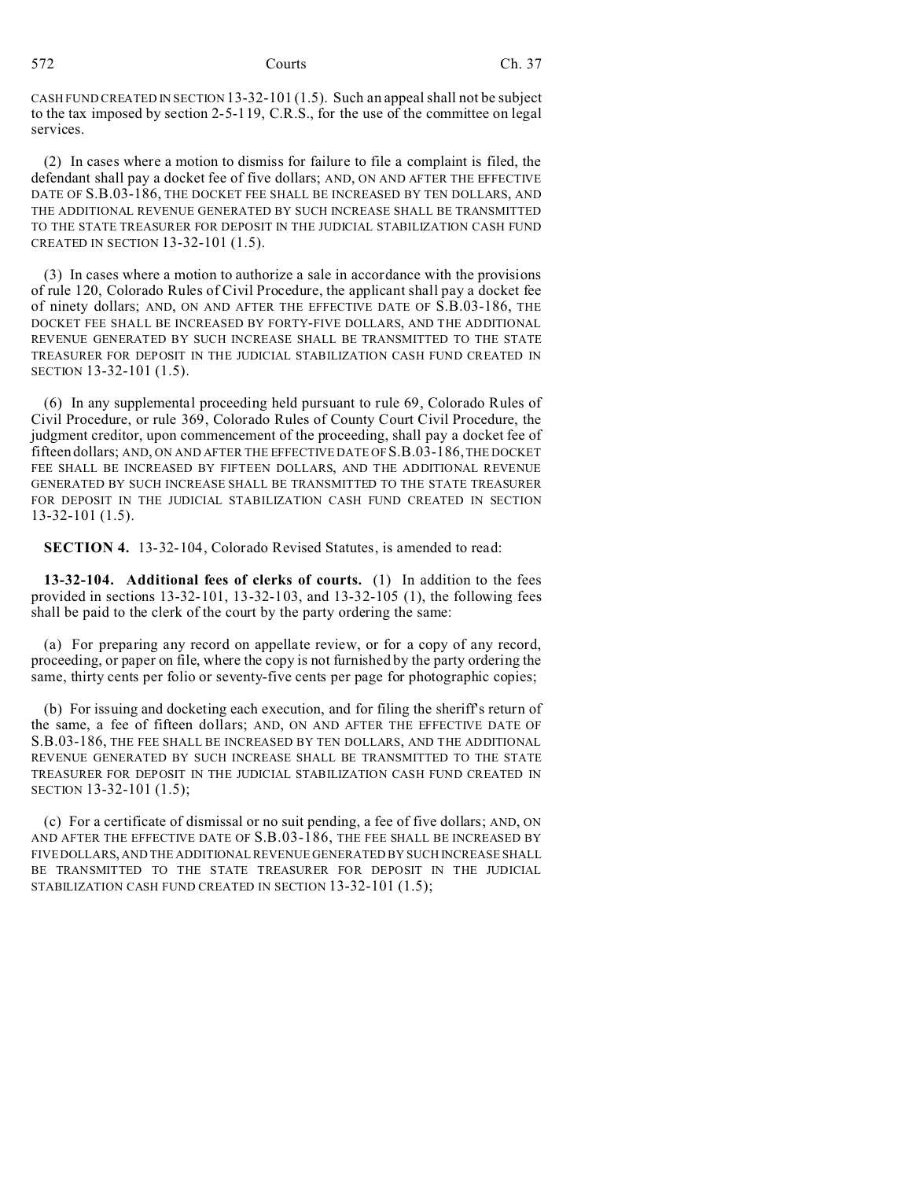CASH FUND CREATED IN SECTION 13-32-101 (1.5). Such an appeal shall not be subject to the tax imposed by section 2-5-119, C.R.S., for the use of the committee on legal services.

(2) In cases where a motion to dismiss for failure to file a complaint is filed, the defendant shall pay a docket fee of five dollars; AND, ON AND AFTER THE EFFECTIVE DATE OF S.B.03-186, THE DOCKET FEE SHALL BE INCREASED BY TEN DOLLARS, AND THE ADDITIONAL REVENUE GENERATED BY SUCH INCREASE SHALL BE TRANSMITTED TO THE STATE TREASURER FOR DEPOSIT IN THE JUDICIAL STABILIZATION CASH FUND CREATED IN SECTION 13-32-101 (1.5).

(3) In cases where a motion to authorize a sale in accordance with the provisions of rule 120, Colorado Rules of Civil Procedure, the applicant shall pay a docket fee of ninety dollars; AND, ON AND AFTER THE EFFECTIVE DATE OF S.B.03-186, THE DOCKET FEE SHALL BE INCREASED BY FORTY-FIVE DOLLARS, AND THE ADDITIONAL REVENUE GENERATED BY SUCH INCREASE SHALL BE TRANSMITTED TO THE STATE TREASURER FOR DEPOSIT IN THE JUDICIAL STABILIZATION CASH FUND CREATED IN SECTION 13-32-101 (1.5).

(6) In any supplemental proceeding held pursuant to rule 69, Colorado Rules of Civil Procedure, or rule 369, Colorado Rules of County Court Civil Procedure, the judgment creditor, upon commencement of the proceeding, shall pay a docket fee of fifteen dollars; AND, ON AND AFTER THE EFFECTIVE DATE OF S.B.03-186, THE DOCKET FEE SHALL BE INCREASED BY FIFTEEN DOLLARS, AND THE ADDITIONAL REVENUE GENERATED BY SUCH INCREASE SHALL BE TRANSMITTED TO THE STATE TREASURER FOR DEPOSIT IN THE JUDICIAL STABILIZATION CASH FUND CREATED IN SECTION 13-32-101 (1.5).

**SECTION 4.** 13-32-104, Colorado Revised Statutes, is amended to read:

**13-32-104. Additional fees of clerks of courts.** (1) In addition to the fees provided in sections 13-32-101, 13-32-103, and 13-32-105 (1), the following fees shall be paid to the clerk of the court by the party ordering the same:

(a) For preparing any record on appellate review, or for a copy of any record, proceeding, or paper on file, where the copy is not furnished by the party ordering the same, thirty cents per folio or seventy-five cents per page for photographic copies;

(b) For issuing and docketing each execution, and for filing the sheriff's return of the same, a fee of fifteen dollars; AND, ON AND AFTER THE EFFECTIVE DATE OF S.B.03-186, THE FEE SHALL BE INCREASED BY TEN DOLLARS, AND THE ADDITIONAL REVENUE GENERATED BY SUCH INCREASE SHALL BE TRANSMITTED TO THE STATE TREASURER FOR DEPOSIT IN THE JUDICIAL STABILIZATION CASH FUND CREATED IN SECTION 13-32-101 (1.5);

(c) For a certificate of dismissal or no suit pending, a fee of five dollars; AND, ON AND AFTER THE EFFECTIVE DATE OF S.B.03-186, THE FEE SHALL BE INCREASED BY FIVE DOLLARS, AND THE ADDITIONAL REVENUE GENERATED BY SUCH INCREASE SHALL BE TRANSMITTED TO THE STATE TREASURER FOR DEPOSIT IN THE JUDICIAL STABILIZATION CASH FUND CREATED IN SECTION 13-32-101 (1.5);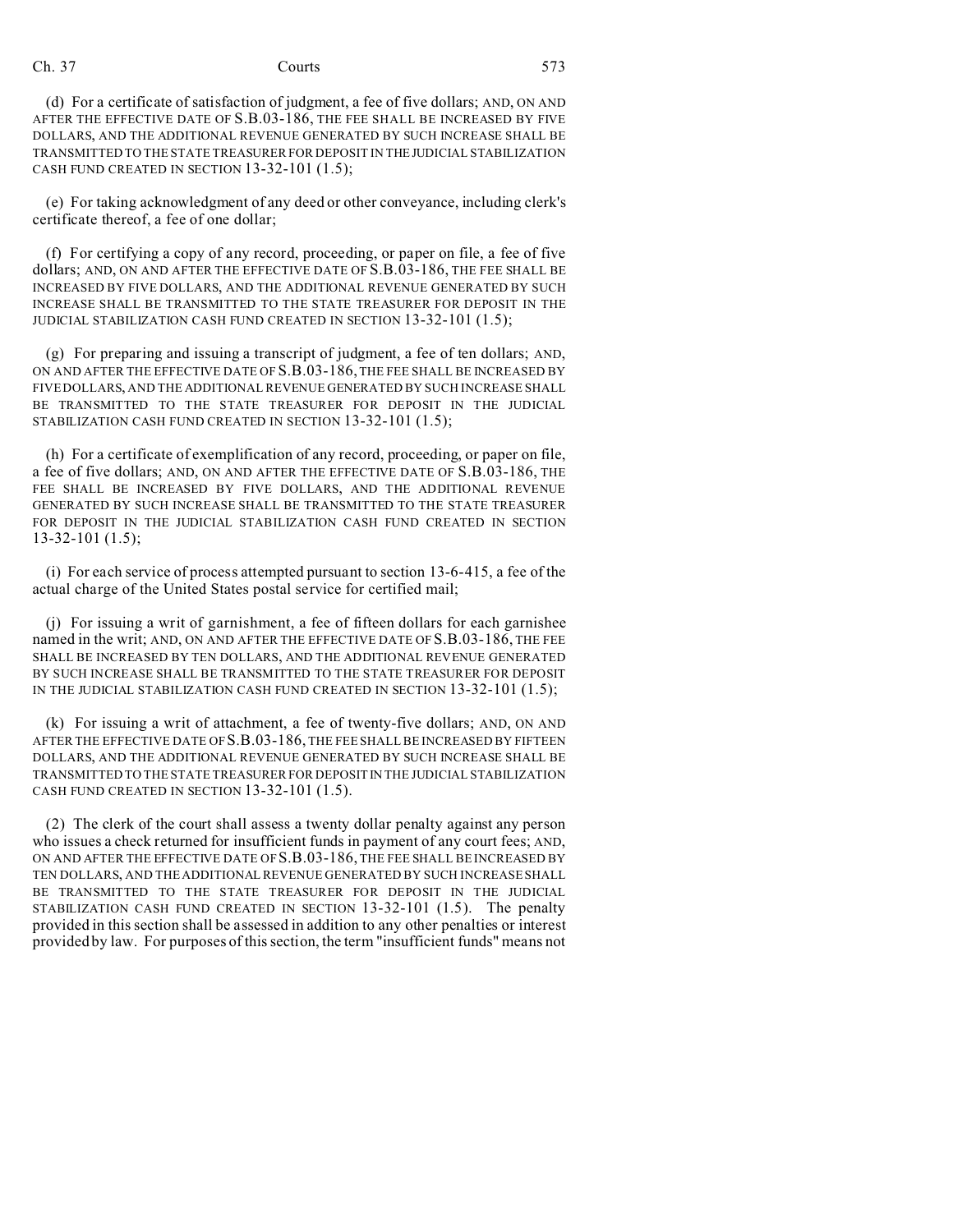(d) For a certificate of satisfaction of judgment, a fee of five dollars; AND, ON AND AFTER THE EFFECTIVE DATE OF S.B.03-186, THE FEE SHALL BE INCREASED BY FIVE DOLLARS, AND THE ADDITIONAL REVENUE GENERATED BY SUCH INCREASE SHALL BE TRANSMITTED TO THE STATE TREASURER FOR DEPOSIT IN THE JUDICIAL STABILIZATION CASH FUND CREATED IN SECTION 13-32-101 (1.5);

(e) For taking acknowledgment of any deed or other conveyance, including clerk's certificate thereof, a fee of one dollar;

(f) For certifying a copy of any record, proceeding, or paper on file, a fee of five dollars; AND, ON AND AFTER THE EFFECTIVE DATE OF S.B.03-186, THE FEE SHALL BE INCREASED BY FIVE DOLLARS, AND THE ADDITIONAL REVENUE GENERATED BY SUCH INCREASE SHALL BE TRANSMITTED TO THE STATE TREASURER FOR DEPOSIT IN THE JUDICIAL STABILIZATION CASH FUND CREATED IN SECTION 13-32-101 (1.5);

(g) For preparing and issuing a transcript of judgment, a fee of ten dollars; AND, ON AND AFTER THE EFFECTIVE DATE OF S.B.03-186, THE FEE SHALL BE INCREASED BY FIVE DOLLARS, AND THE ADDITIONAL REVENUE GENERATED BY SUCH INCREASE SHALL BE TRANSMITTED TO THE STATE TREASURER FOR DEPOSIT IN THE JUDICIAL STABILIZATION CASH FUND CREATED IN SECTION 13-32-101 (1.5);

(h) For a certificate of exemplification of any record, proceeding, or paper on file, a fee of five dollars; AND, ON AND AFTER THE EFFECTIVE DATE OF S.B.03-186, THE FEE SHALL BE INCREASED BY FIVE DOLLARS, AND THE ADDITIONAL REVENUE GENERATED BY SUCH INCREASE SHALL BE TRANSMITTED TO THE STATE TREASURER FOR DEPOSIT IN THE JUDICIAL STABILIZATION CASH FUND CREATED IN SECTION 13-32-101 (1.5);

(i) For each service of process attempted pursuant to section 13-6-415, a fee of the actual charge of the United States postal service for certified mail;

(j) For issuing a writ of garnishment, a fee of fifteen dollars for each garnishee named in the writ; AND, ON AND AFTER THE EFFECTIVE DATE OF S.B.03-186, THE FEE SHALL BE INCREASED BY TEN DOLLARS, AND THE ADDITIONAL REVENUE GENERATED BY SUCH INCREASE SHALL BE TRANSMITTED TO THE STATE TREASURER FOR DEPOSIT IN THE JUDICIAL STABILIZATION CASH FUND CREATED IN SECTION 13-32-101 (1.5);

(k) For issuing a writ of attachment, a fee of twenty-five dollars; AND, ON AND AFTER THE EFFECTIVE DATE OF S.B.03-186, THE FEE SHALL BE INCREASED BY FIFTEEN DOLLARS, AND THE ADDITIONAL REVENUE GENERATED BY SUCH INCREASE SHALL BE TRANSMITTED TO THE STATE TREASURER FOR DEPOSIT IN THE JUDICIAL STABILIZATION CASH FUND CREATED IN SECTION 13-32-101 (1.5).

(2) The clerk of the court shall assess a twenty dollar penalty against any person who issues a check returned for insufficient funds in payment of any court fees; AND, ON AND AFTER THE EFFECTIVE DATE OF S.B.03-186, THE FEE SHALL BE INCREASED BY TEN DOLLARS, AND THE ADDITIONAL REVENUE GENERATED BY SUCH INCREASE SHALL BE TRANSMITTED TO THE STATE TREASURER FOR DEPOSIT IN THE JUDICIAL STABILIZATION CASH FUND CREATED IN SECTION 13-32-101 (1.5). The penalty provided in this section shall be assessed in addition to any other penalties or interest provided by law. For purposes of this section, the term "insufficient funds" means not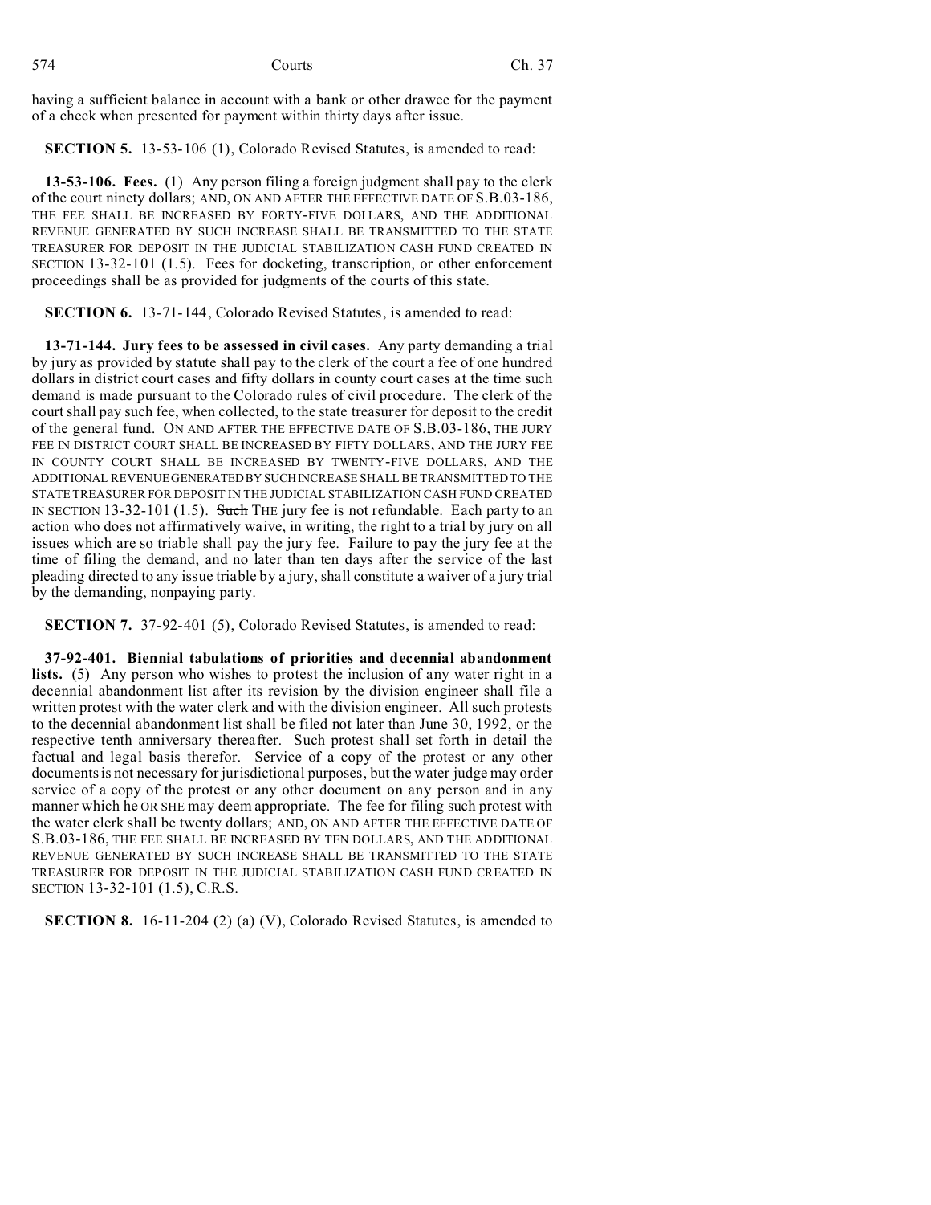having a sufficient balance in account with a bank or other drawee for the payment of a check when presented for payment within thirty days after issue.

**SECTION 5.** 13-53-106 (1), Colorado Revised Statutes, is amended to read:

**13-53-106. Fees.** (1) Any person filing a foreign judgment shall pay to the clerk of the court ninety dollars; AND, ON AND AFTER THE EFFECTIVE DATE OF S.B.03-186, THE FEE SHALL BE INCREASED BY FORTY-FIVE DOLLARS, AND THE ADDITIONAL REVENUE GENERATED BY SUCH INCREASE SHALL BE TRANSMITTED TO THE STATE TREASURER FOR DEPOSIT IN THE JUDICIAL STABILIZATION CASH FUND CREATED IN SECTION 13-32-101 (1.5). Fees for docketing, transcription, or other enforcement proceedings shall be as provided for judgments of the courts of this state.

**SECTION 6.** 13-71-144, Colorado Revised Statutes, is amended to read:

**13-71-144. Jury fees to be assessed in civil cases.** Any party demanding a trial by jury as provided by statute shall pay to the clerk of the court a fee of one hundred dollars in district court cases and fifty dollars in county court cases at the time such demand is made pursuant to the Colorado rules of civil procedure. The clerk of the court shall pay such fee, when collected, to the state treasurer for deposit to the credit of the general fund. ON AND AFTER THE EFFECTIVE DATE OF S.B.03-186, THE JURY FEE IN DISTRICT COURT SHALL BE INCREASED BY FIFTY DOLLARS, AND THE JURY FEE IN COUNTY COURT SHALL BE INCREASED BY TWENTY-FIVE DOLLARS, AND THE ADDITIONAL REVENUE GENERATED BY SUCH INCREASE SHALL BE TRANSMITTED TO THE STATE TREASURER FOR DEPOSIT IN THE JUDICIAL STABILIZATION CASH FUND CREATED IN SECTION 13-32-101 (1.5). ~~Such~~ THE jury fee is not refundable. Each party to an action who does not affirmatively waive, in writing, the right to a trial by jury on all issues which are so triable shall pay the jury fee. Failure to pay the jury fee at the time of filing the demand, and no later than ten days after the service of the last pleading directed to any issue triable by a jury, shall constitute a waiver of a jury trial by the demanding, nonpaying party.

**SECTION 7.** 37-92-401 (5), Colorado Revised Statutes, is amended to read:

**37-92-401. Biennial tabulations of priorities and decennial abandonment lists.** (5) Any person who wishes to protest the inclusion of any water right in a decennial abandonment list after its revision by the division engineer shall file a written protest with the water clerk and with the division engineer. All such protests to the decennial abandonment list shall be filed not later than June 30, 1992, or the respective tenth anniversary thereafter. Such protest shall set forth in detail the factual and legal basis therefor. Service of a copy of the protest or any other documents is not necessary for jurisdictional purposes, but the water judge may order service of a copy of the protest or any other document on any person and in any manner which he OR SHE may deem appropriate. The fee for filing such protest with the water clerk shall be twenty dollars; AND, ON AND AFTER THE EFFECTIVE DATE OF S.B.03-186, THE FEE SHALL BE INCREASED BY TEN DOLLARS, AND THE ADDITIONAL REVENUE GENERATED BY SUCH INCREASE SHALL BE TRANSMITTED TO THE STATE TREASURER FOR DEPOSIT IN THE JUDICIAL STABILIZATION CASH FUND CREATED IN SECTION 13-32-101 (1.5), C.R.S.

**SECTION 8.** 16-11-204 (2) (a) (V), Colorado Revised Statutes, is amended to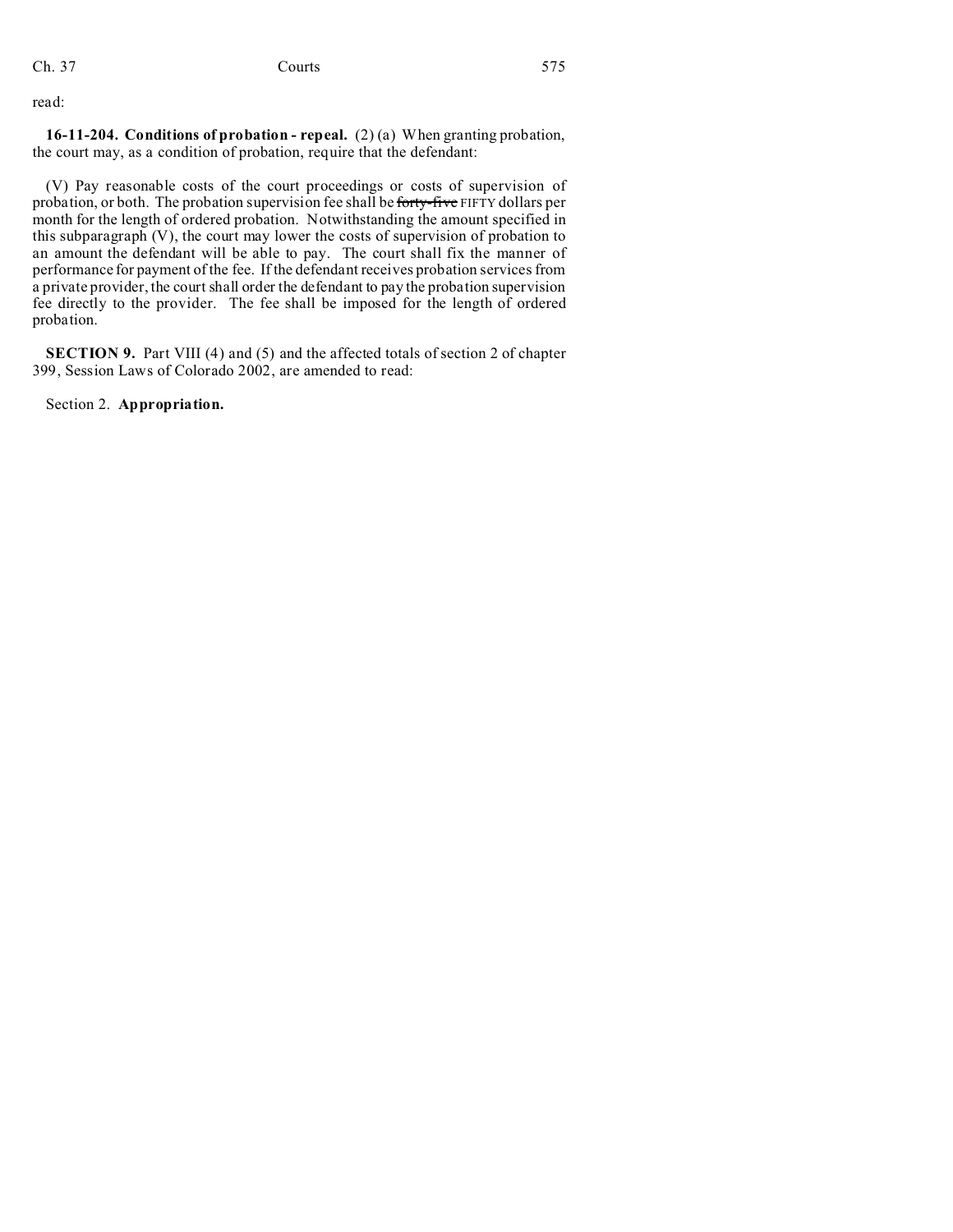read:

**16-11-204. Conditions of probation - repeal.** (2) (a) When granting probation, the court may, as a condition of probation, require that the defendant:

(V) Pay reasonable costs of the court proceedings or costs of supervision of probation, or both. The probation supervision fee shall be ~~forty-five~~ FIFTY dollars per month for the length of ordered probation. Notwithstanding the amount specified in this subparagraph (V), the court may lower the costs of supervision of probation to an amount the defendant will be able to pay. The court shall fix the manner of performance for payment of the fee. If the defendant receives probation services from a private provider, the court shall order the defendant to pay the probation supervision fee directly to the provider. The fee shall be imposed for the length of ordered probation.

**SECTION 9.** Part VIII (4) and (5) and the affected totals of section 2 of chapter 399, Session Laws of Colorado 2002, are amended to read:

Section 2. **Appropriation.**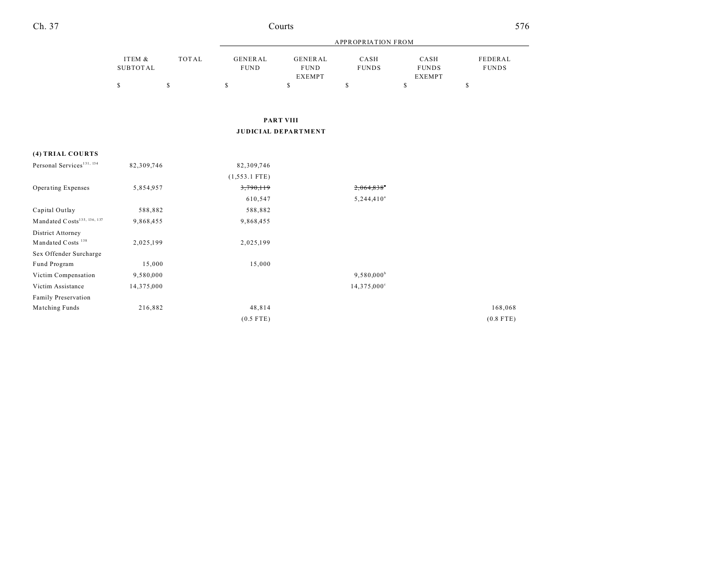## PART VIII

## JUDICIAL DEPARTMENT

| | ITEM & SUBTOTAL | TOTAL | APPROPRIATION FROM | | | | |
|---|---|---|---|---|---|---|---|
| | | | GENERAL FUND | GENERAL FUND EXEMPT | CASH FUNDS | CASH FUNDS EXEMPT | FEDERAL FUNDS |
| | $ | $ | $ | $ | $ | $ | $ |
| **(4) TRIAL COURTS** | | | | | | | |
| Personal Services[131, 134] | 82,309,746 | | 82,309,746 | | | | |
| | | | (1,553.1 FTE) | | | | |
| Operating Expenses | 5,854,957 | | ~~3,790,119~~ | | ~~2,064,838~~[a] | | |
| | | | 610,547 | | 5,244,410[a] | | |
| Capital Outlay | 588,882 | | 588,882 | | | | |
| Mandated Costs[135, 136, 137] | 9,868,455 | | 9,868,455 | | | | |
| District Attorney Mandated Costs [138] | 2,025,199 | | 2,025,199 | | | | |
| Sex Offender Surcharge Fund Program | 15,000 | | 15,000 | | | | |
| Victim Compensation | 9,580,000 | | | | 9,580,000[b] | | |
| Victim Assistance | 14,375,000 | | | | 14,375,000[c] | | |
| Family Preservation Matching Funds | 216,882 | | 48,814 | | | | 168,068 |
| | | | (0.5 FTE) | | | | (0.8 FTE) |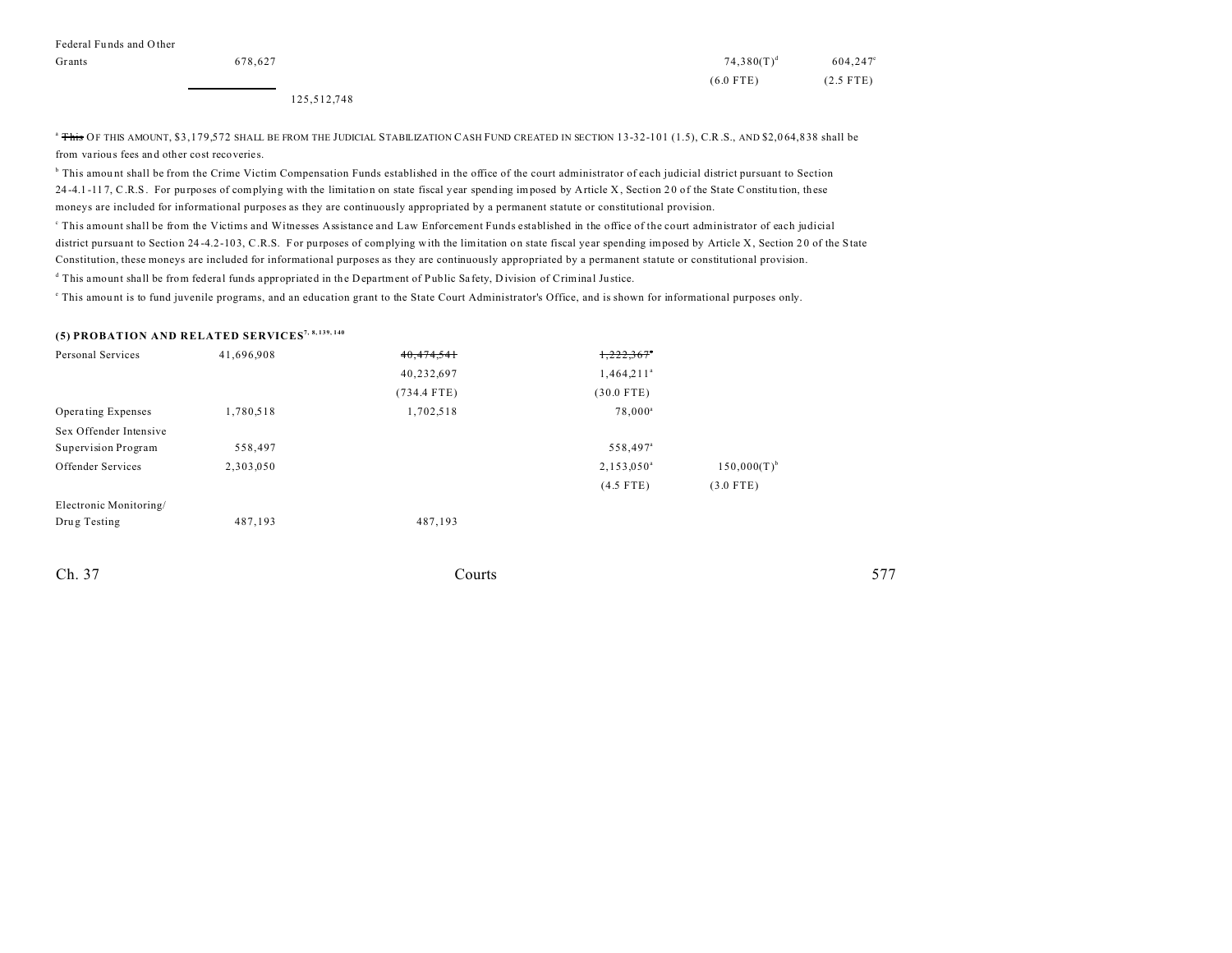| | | | | | |
|---|---|---|---|---|---|
| Federal Funds and Other Grants | 678,627 | | | 74,380(T)[d] | 604,247[e] |
| | | | | (6.0 FTE) | (2.5 FTE) |
| | | 125,512,748 | | | |

[a] ~~This~~ OF THIS AMOUNT, $3,179,572 SHALL BE FROM THE JUDICIAL STABILIZATION CASH FUND CREATED IN SECTION 13-32-101 (1.5), C.R.S., AND $2,064,838 shall be from various fees and other cost recoveries.

[b] This amount shall be from the Crime Victim Compensation Funds established in the office of the court administrator of each judicial district pursuant to Section 24-4.1-117, C.R.S. For purposes of complying with the limitation on state fiscal year spending imposed by Article X, Section 20 of the State Constitution, these moneys are included for informational purposes as they are continuously appropriated by a permanent statute or constitutional provision.

[c] This amount shall be from the Victims and Witnesses Assistance and Law Enforcement Funds established in the office of the court administrator of each judicial district pursuant to Section 24-4.2-103, C.R.S. For purposes of complying with the limitation on state fiscal year spending imposed by Article X, Section 20 of the State Constitution, these moneys are included for informational purposes as they are continuously appropriated by a permanent statute or constitutional provision.

[d] This amount shall be from federal funds appropriated in the Department of Public Safety, Division of Criminal Justice.

[e] This amount is to fund juvenile programs, and an education grant to the State Court Administrator's Office, and is shown for informational purposes only.

**(5) PROBATION AND RELATED SERVICES**[7, 8, 139, 140]

| | | | | |
|---|---|---|---|---|
| Personal Services | 41,696,908 | ~~40,474,541~~ | ~~1,222,367~~[a] | |
| | | 40,232,697 | 1,464,211[a] | |
| | | (734.4 FTE) | (30.0 FTE) | |
| Operating Expenses | 1,780,518 | 1,702,518 | 78,000[a] | |
| Sex Offender Intensive Supervision Program | 558,497 | | 558,497[a] | |
| Offender Services | 2,303,050 | | 2,153,050[a] | 150,000(T)[b] |
| | | | (4.5 FTE) | (3.0 FTE) |
| Electronic Monitoring/ Drug Testing | 487,193 | 487,193 | | |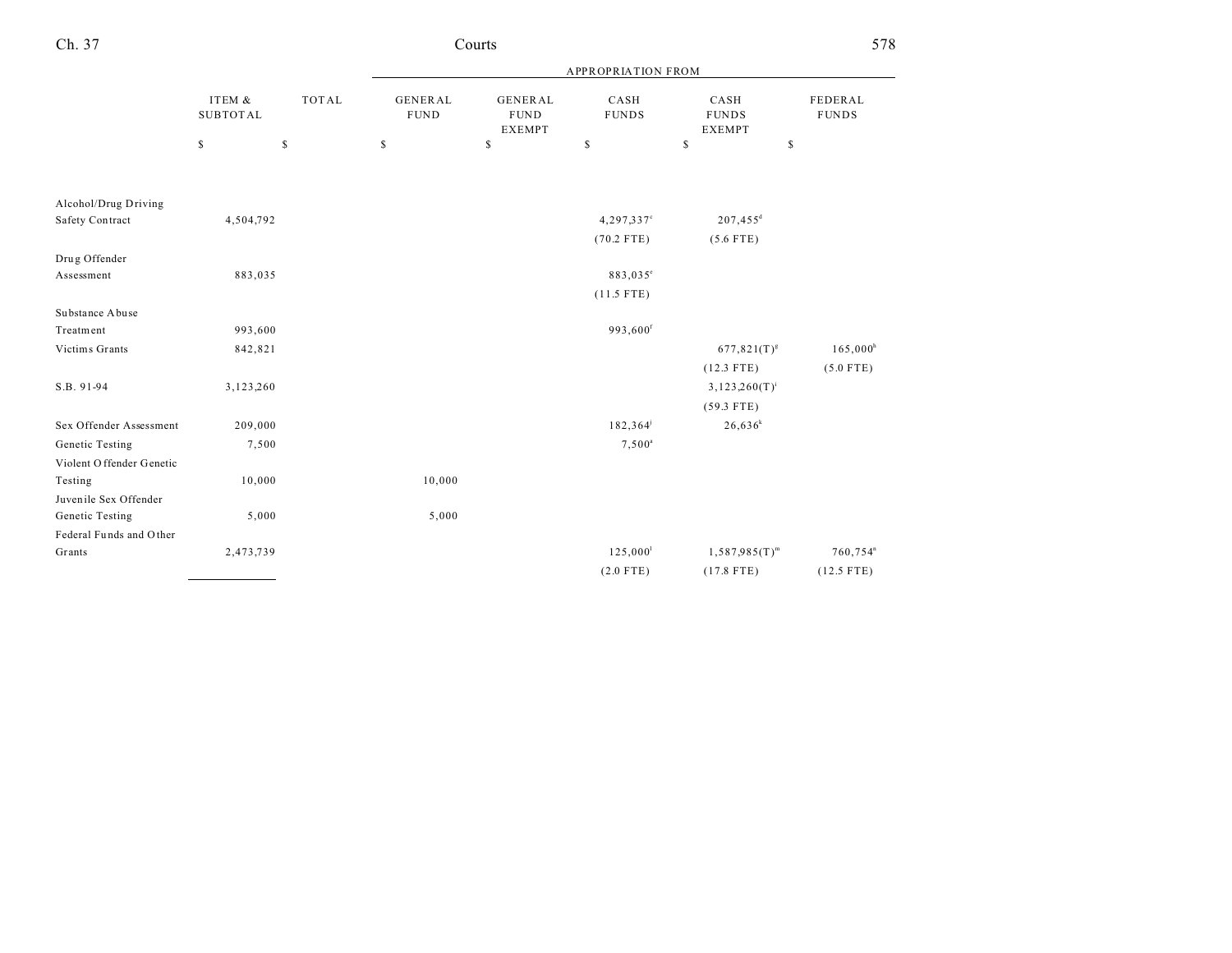| | ITEM & SUBTOTAL | TOTAL | APPROPRIATION FROM GENERAL FUND | GENERAL FUND EXEMPT | CASH FUNDS | CASH FUNDS EXEMPT | FEDERAL FUNDS |
|---|---|---|---|---|---|---|---|
| | $ | $ | $ | $ | $ | $ | $ |
| Alcohol/Drug Driving Safety Contract | 4,504,792 | | | | 4,297,337[c] (70.2 FTE) | 207,455[d] (5.6 FTE) | |
| Drug Offender Assessment | 883,035 | | | | 883,035[e] (11.5 FTE) | | |
| Substance Abuse Treatment | 993,600 | | | | 993,600[f] | | |
| Victims Grants | 842,821 | | | | | 677,821(T)[g] (12.3 FTE) | 165,000[h] (5.0 FTE) |
| S.B. 91-94 | 3,123,260 | | | | | 3,123,260(T)[i] (59.3 FTE) | |
| Sex Offender Assessment | 209,000 | | | | 182,364[j] | 26,636[k] | |
| Genetic Testing | 7,500 | | | | 7,500[a] | | |
| Violent Offender Genetic Testing | 10,000 | | 10,000 | | | | |
| Juvenile Sex Offender Genetic Testing | 5,000 | | 5,000 | | | | |
| Federal Funds and Other Grants | 2,473,739 | | | | 125,000[l] (2.0 FTE) | 1,587,985(T)[m] (17.8 FTE) | 760,754[n] (12.5 FTE) |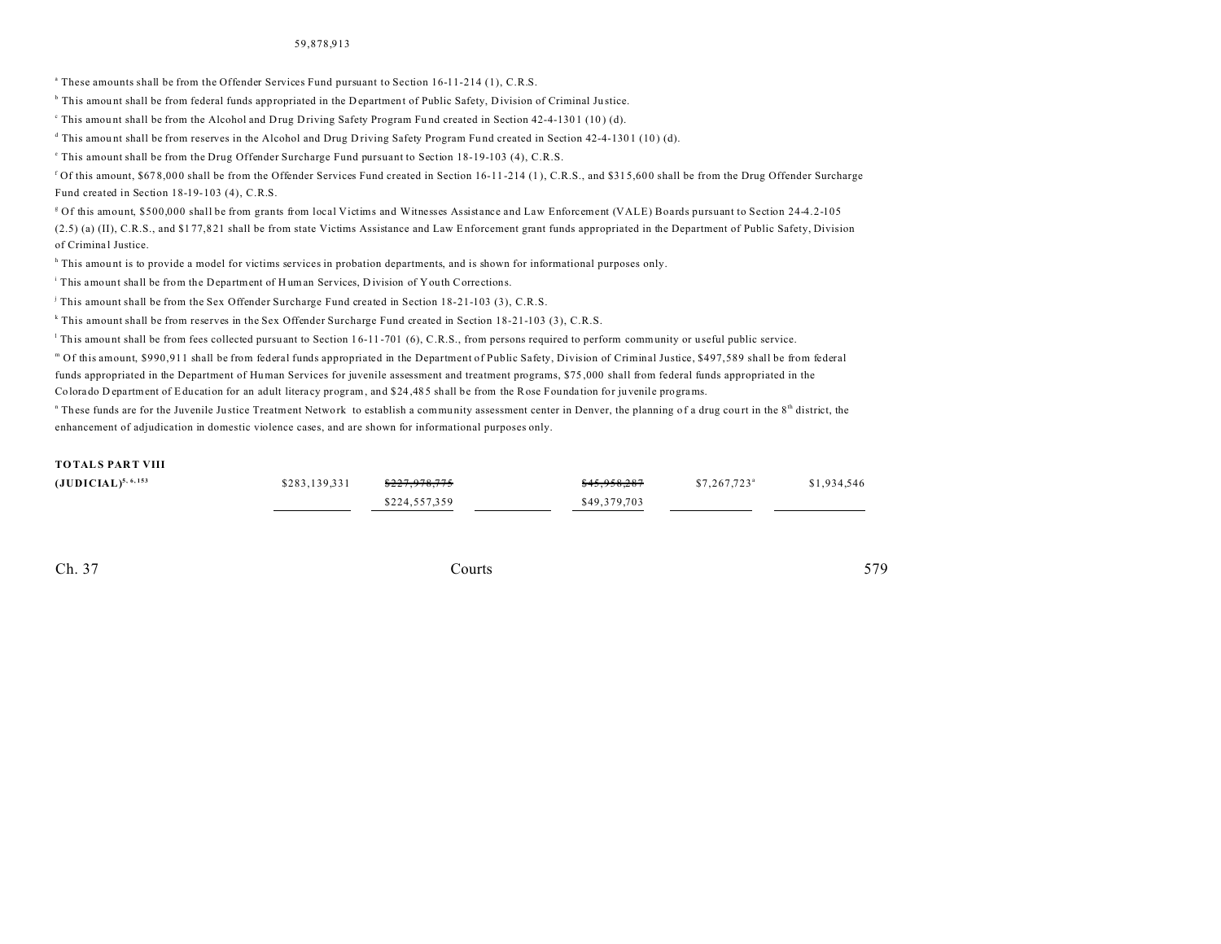59,878,913

[a] These amounts shall be from the Offender Services Fund pursuant to Section 16-11-214 (1), C.R.S.

[b] This amount shall be from federal funds appropriated in the Department of Public Safety, Division of Criminal Justice.

[c] This amount shall be from the Alcohol and Drug Driving Safety Program Fund created in Section 42-4-1301 (10) (d).

[d] This amount shall be from reserves in the Alcohol and Drug Driving Safety Program Fund created in Section 42-4-1301 (10) (d).

[e] This amount shall be from the Drug Offender Surcharge Fund pursuant to Section 18-19-103 (4), C.R.S.

[f] Of this amount, $678,000 shall be from the Offender Services Fund created in Section 16-11-214 (1), C.R.S., and $315,600 shall be from the Drug Offender Surcharge Fund created in Section 18-19-103 (4), C.R.S.

[g] Of this amount, $500,000 shall be from grants from local Victims and Witnesses Assistance and Law Enforcement (VALE) Boards pursuant to Section 24-4.2-105 (2.5) (a) (II), C.R.S., and $177,821 shall be from state Victims Assistance and Law Enforcement grant funds appropriated in the Department of Public Safety, Division of Criminal Justice.

[h] This amount is to provide a model for victims services in probation departments, and is shown for informational purposes only.

[i] This amount shall be from the Department of Human Services, Division of Youth Corrections.

[j] This amount shall be from the Sex Offender Surcharge Fund created in Section 18-21-103 (3), C.R.S.

[k] This amount shall be from reserves in the Sex Offender Surcharge Fund created in Section 18-21-103 (3), C.R.S.

[l] This amount shall be from fees collected pursuant to Section 16-11-701 (6), C.R.S., from persons required to perform community or useful public service.

[m] Of this amount, $990,911 shall be from federal funds appropriated in the Department of Public Safety, Division of Criminal Justice, $497,589 shall be from federal funds appropriated in the Department of Human Services for juvenile assessment and treatment programs, $75,000 shall from federal funds appropriated in the Colorado Department of Education for an adult literacy program, and $24,485 shall be from the Rose Foundation for juvenile programs.

[n] These funds are for the Juvenile Justice Treatment Network to establish a community assessment center in Denver, the planning of a drug court in the 8th district, the enhancement of adjudication in domestic violence cases, and are shown for informational purposes only.

| | | | | | | |
|---|---|---|---|---|---|---|
| **TOTALS PART VIII (JUDICIAL)**[5, 6, 153] | $283,139,331 | ~~$227,978,775~~ $224,557,359 | | ~~$45,958,287~~ $49,379,703 | $7,267,723[a] | $1,934,546 |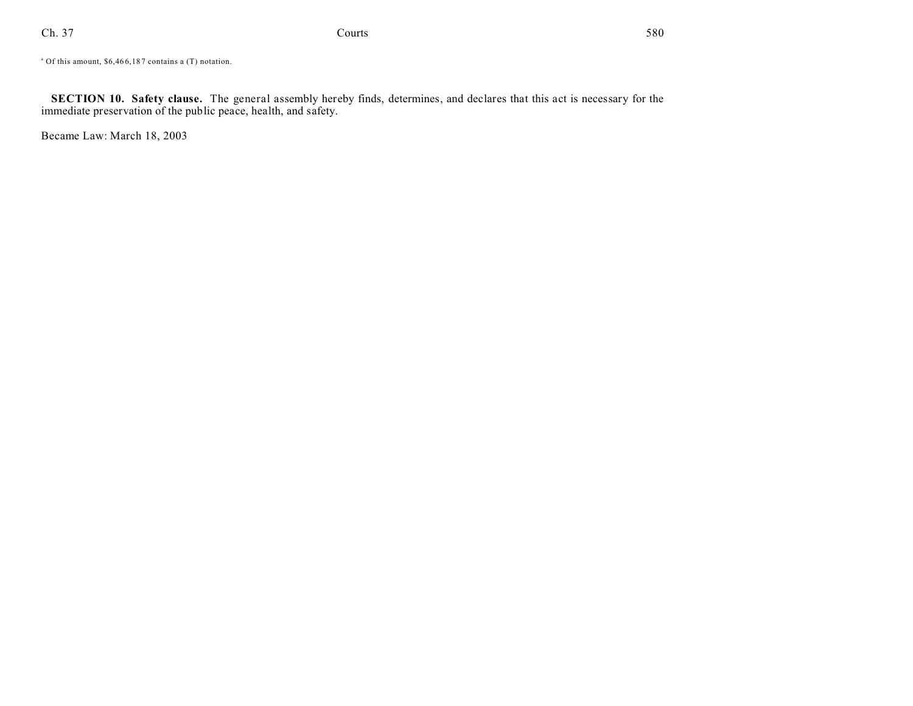[a] Of this amount, $6,466,187 contains a (T) notation.

**SECTION 10. Safety clause.** The general assembly hereby finds, determines, and declares that this act is necessary for the immediate preservation of the public peace, health, and safety.

Became Law: March 18, 2003